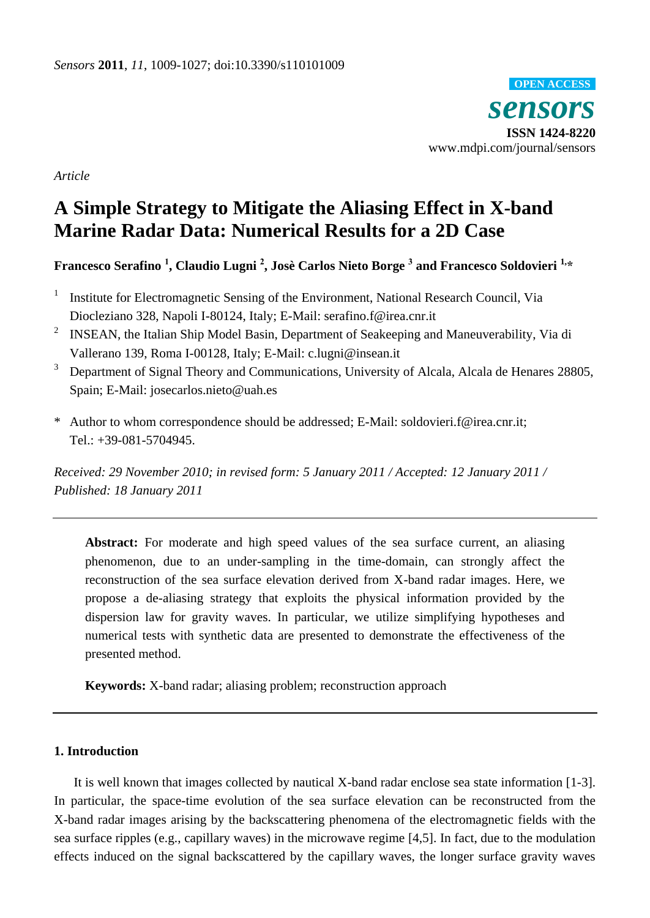*Article*

# A Simple Strategy to Mitigate the Aliasing Effect in X-band Marine Radar Data: Numerical Results for a 2D Case

**Francesco Serafino [1], Claudio Lugni [2], Josè Carlos Nieto Borge [3] and Francesco Soldovieri [1,*]**

[1] Institute for Electromagnetic Sensing of the Environment, National Research Council, Via Diocleziano 328, Napoli I-80124, Italy; E-Mail: serafino.f@irea.cnr.it

[2] INSEAN, the Italian Ship Model Basin, Department of Seakeeping and Maneuverability, Via di Vallerano 139, Roma I-00128, Italy; E-Mail: c.lugni@insean.it

[3] Department of Signal Theory and Communications, University of Alcala, Alcala de Henares 28805, Spain; E-Mail: josecarlos.nieto@uah.es

\* Author to whom correspondence should be addressed; E-Mail: soldovieri.f@irea.cnr.it; Tel.: +39-081-5704945.

*Received: 29 November 2010; in revised form: 5 January 2011 / Accepted: 12 January 2011 / Published: 18 January 2011*

---

**Abstract:** For moderate and high speed values of the sea surface current, an aliasing phenomenon, due to an under-sampling in the time-domain, can strongly affect the reconstruction of the sea surface elevation derived from X-band radar images. Here, we propose a de-aliasing strategy that exploits the physical information provided by the dispersion law for gravity waves. In particular, we utilize simplifying hypotheses and numerical tests with synthetic data are presented to demonstrate the effectiveness of the presented method.

**Keywords:** X-band radar; aliasing problem; reconstruction approach

---

## 1. Introduction

It is well known that images collected by nautical X-band radar enclose sea state information [1-3]. In particular, the space-time evolution of the sea surface elevation can be reconstructed from the X-band radar images arising by the backscattering phenomena of the electromagnetic fields with the sea surface ripples (e.g., capillary waves) in the microwave regime [4,5]. In fact, due to the modulation effects induced on the signal backscattered by the capillary waves, the longer surface gravity waves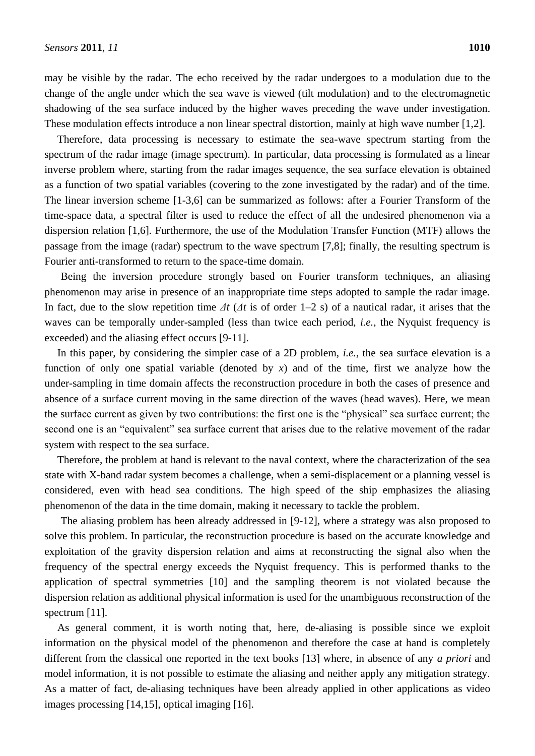may be visible by the radar. The echo received by the radar undergoes to a modulation due to the change of the angle under which the sea wave is viewed (tilt modulation) and to the electromagnetic shadowing of the sea surface induced by the higher waves preceding the wave under investigation. These modulation effects introduce a non linear spectral distortion, mainly at high wave number [1,2].

Therefore, data processing is necessary to estimate the sea-wave spectrum starting from the spectrum of the radar image (image spectrum). In particular, data processing is formulated as a linear inverse problem where, starting from the radar images sequence, the sea surface elevation is obtained as a function of two spatial variables (covering to the zone investigated by the radar) and of the time. The linear inversion scheme [1-3,6] can be summarized as follows: after a Fourier Transform of the time-space data, a spectral filter is used to reduce the effect of all the undesired phenomenon via a dispersion relation [1,6]. Furthermore, the use of the Modulation Transfer Function (MTF) allows the passage from the image (radar) spectrum to the wave spectrum [7,8]; finally, the resulting spectrum is Fourier anti-transformed to return to the space-time domain.

Being the inversion procedure strongly based on Fourier transform techniques, an aliasing phenomenon may arise in presence of an inappropriate time steps adopted to sample the radar image. In fact, due to the slow repetition time $\Delta t$ ($\Delta t$ is of order 1–2 s) of a nautical radar, it arises that the waves can be temporally under-sampled (less than twice each period, *i.e.*, the Nyquist frequency is exceeded) and the aliasing effect occurs [9-11].

In this paper, by considering the simpler case of a 2D problem, *i.e.*, the sea surface elevation is a function of only one spatial variable (denoted by $x$) and of the time, first we analyze how the under-sampling in time domain affects the reconstruction procedure in both the cases of presence and absence of a surface current moving in the same direction of the waves (head waves). Here, we mean the surface current as given by two contributions: the first one is the "physical" sea surface current; the second one is an "equivalent" sea surface current that arises due to the relative movement of the radar system with respect to the sea surface.

Therefore, the problem at hand is relevant to the naval context, where the characterization of the sea state with X-band radar system becomes a challenge, when a semi-displacement or a planning vessel is considered, even with head sea conditions. The high speed of the ship emphasizes the aliasing phenomenon of the data in the time domain, making it necessary to tackle the problem.

The aliasing problem has been already addressed in [9-12], where a strategy was also proposed to solve this problem. In particular, the reconstruction procedure is based on the accurate knowledge and exploitation of the gravity dispersion relation and aims at reconstructing the signal also when the frequency of the spectral energy exceeds the Nyquist frequency. This is performed thanks to the application of spectral symmetries [10] and the sampling theorem is not violated because the dispersion relation as additional physical information is used for the unambiguous reconstruction of the spectrum [11].

As general comment, it is worth noting that, here, de-aliasing is possible since we exploit information on the physical model of the phenomenon and therefore the case at hand is completely different from the classical one reported in the text books [13] where, in absence of any *a priori* and model information, it is not possible to estimate the aliasing and neither apply any mitigation strategy. As a matter of fact, de-aliasing techniques have been already applied in other applications as video images processing [14,15], optical imaging [16].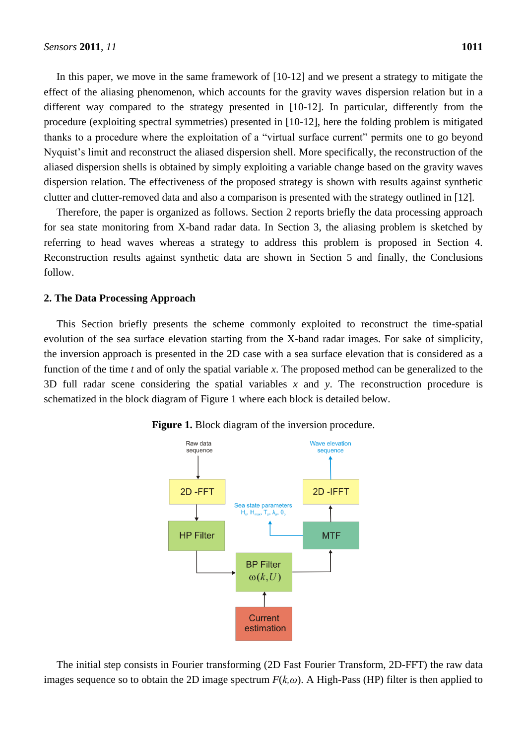In this paper, we move in the same framework of [10-12] and we present a strategy to mitigate the effect of the aliasing phenomenon, which accounts for the gravity waves dispersion relation but in a different way compared to the strategy presented in [10-12]. In particular, differently from the procedure (exploiting spectral symmetries) presented in [10-12], here the folding problem is mitigated thanks to a procedure where the exploitation of a "virtual surface current" permits one to go beyond Nyquist's limit and reconstruct the aliased dispersion shell. More specifically, the reconstruction of the aliased dispersion shells is obtained by simply exploiting a variable change based on the gravity waves dispersion relation. The effectiveness of the proposed strategy is shown with results against synthetic clutter and clutter-removed data and also a comparison is presented with the strategy outlined in [12].

Therefore, the paper is organized as follows. Section 2 reports briefly the data processing approach for sea state monitoring from X-band radar data. In Section 3, the aliasing problem is sketched by referring to head waves whereas a strategy to address this problem is proposed in Section 4. Reconstruction results against synthetic data are shown in Section 5 and finally, the Conclusions follow.

## 2. The Data Processing Approach

This Section briefly presents the scheme commonly exploited to reconstruct the time-spatial evolution of the sea surface elevation starting from the X-band radar images. For sake of simplicity, the inversion approach is presented in the 2D case with a sea surface elevation that is considered as a function of the time $t$ and of only the spatial variable $x$. The proposed method can be generalized to the 3D full radar scene considering the spatial variables $x$ and $y$. The reconstruction procedure is schematized in the block diagram of Figure 1 where each block is detailed below.

**Figure 1.** Block diagram of the inversion procedure.

The initial step consists in Fourier transforming (2D Fast Fourier Transform, 2D-FFT) the raw data images sequence so to obtain the 2D image spectrum $F(k,\omega)$. A High-Pass (HP) filter is then applied to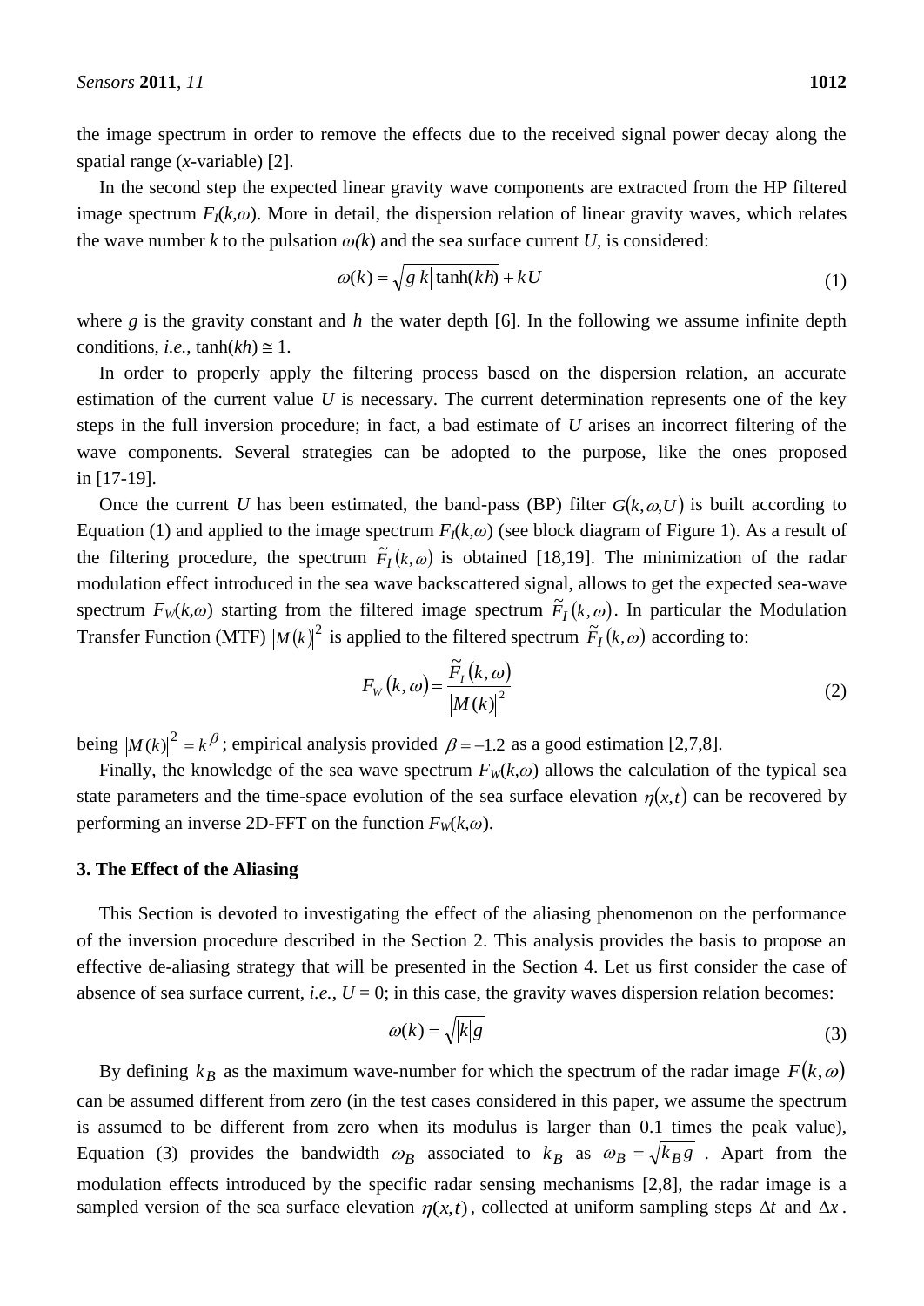the image spectrum in order to remove the effects due to the received signal power decay along the spatial range ($x$-variable) [2].

In the second step the expected linear gravity wave components are extracted from the HP filtered image spectrum $F_I(k,\omega)$. More in detail, the dispersion relation of linear gravity waves, which relates the wave number $k$ to the pulsation $\omega(k)$ and the sea surface current $U$, is considered:

$$\omega(k) = \sqrt{g|k|\tanh(kh)} + kU \tag{1}$$

where $g$ is the gravity constant and $h$ the water depth [6]. In the following we assume infinite depth conditions, *i.e.*, $\tanh(kh) \cong 1$.

In order to properly apply the filtering process based on the dispersion relation, an accurate estimation of the current value $U$ is necessary. The current determination represents one of the key steps in the full inversion procedure; in fact, a bad estimate of $U$ arises an incorrect filtering of the wave components. Several strategies can be adopted to the purpose, like the ones proposed in [17-19].

Once the current $U$ has been estimated, the band-pass (BP) filter $G(k,\omega,U)$ is built according to Equation (1) and applied to the image spectrum $F_I(k,\omega)$ (see block diagram of Figure 1). As a result of the filtering procedure, the spectrum $\tilde{F}_I(k,\omega)$ is obtained [18,19]. The minimization of the radar modulation effect introduced in the sea wave backscattered signal, allows to get the expected sea-wave spectrum $F_W(k,\omega)$ starting from the filtered image spectrum $\tilde{F}_I(k,\omega)$. In particular the Modulation Transfer Function (MTF) $|M(k)|^2$ is applied to the filtered spectrum $\tilde{F}_I(k,\omega)$ according to:

$$F_W(k,\omega) = \frac{\tilde{F}_I(k,\omega)}{|M(k)|^2} \tag{2}$$

being $|M(k)|^2 = k^{\beta}$; empirical analysis provided $\beta = -1.2$ as a good estimation [2,7,8].

Finally, the knowledge of the sea wave spectrum $F_W(k,\omega)$ allows the calculation of the typical sea state parameters and the time-space evolution of the sea surface elevation $\eta(x,t)$ can be recovered by performing an inverse 2D-FFT on the function $F_W(k,\omega)$.

## 3. The Effect of the Aliasing

This Section is devoted to investigating the effect of the aliasing phenomenon on the performance of the inversion procedure described in the Section 2. This analysis provides the basis to propose an effective de-aliasing strategy that will be presented in the Section 4. Let us first consider the case of absence of sea surface current, *i.e.*, $U = 0$; in this case, the gravity waves dispersion relation becomes:

$$\omega(k) = \sqrt{|k|g} \tag{3}$$

By defining $k_B$ as the maximum wave-number for which the spectrum of the radar image $F(k,\omega)$ can be assumed different from zero (in the test cases considered in this paper, we assume the spectrum is assumed to be different from zero when its modulus is larger than 0.1 times the peak value), Equation (3) provides the bandwidth $\omega_B$ associated to $k_B$ as $\omega_B = \sqrt{k_B g}$. Apart from the modulation effects introduced by the specific radar sensing mechanisms [2,8], the radar image is a sampled version of the sea surface elevation $\eta(x,t)$, collected at uniform sampling steps $\Delta t$ and $\Delta x$.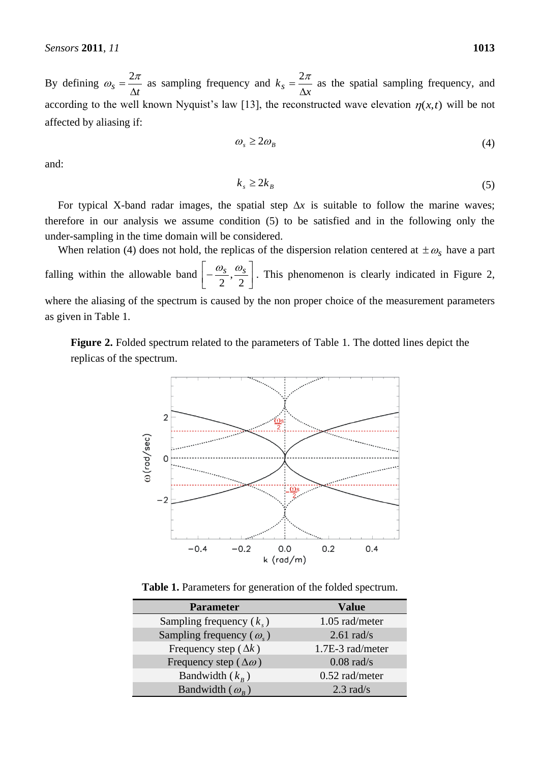By defining $\omega_S = \frac{2\pi}{\Delta t}$ as sampling frequency and $k_S = \frac{2\pi}{\Delta x}$ as the spatial sampling frequency, and according to the well known Nyquist's law [13], the reconstructed wave elevation $\eta(x,t)$ will be not affected by aliasing if:

$$\omega_s \geq 2\omega_B \tag{4}$$

and:

$$k_s \geq 2k_B \tag{5}$$

For typical X-band radar images, the spatial step $\Delta x$ is suitable to follow the marine waves; therefore in our analysis we assume condition (5) to be satisfied and in the following only the under-sampling in the time domain will be considered.

When relation (4) does not hold, the replicas of the dispersion relation centered at $\pm\omega_S$ have a part falling within the allowable band $\left[-\frac{\omega_S}{2}, \frac{\omega_S}{2}\right]$. This phenomenon is clearly indicated in Figure 2, where the aliasing of the spectrum is caused by the non proper choice of the measurement parameters as given in Table 1.

**Figure 2.** Folded spectrum related to the parameters of Table 1. The dotted lines depict the replicas of the spectrum.

**Table 1.** Parameters for generation of the folded spectrum.

| Parameter | Value |
|---|---|
| Sampling frequency ($k_s$) | 1.05 rad/meter |
| Sampling frequency ($\omega_s$) | 2.61 rad/s |
| Frequency step ($\Delta k$) | 1.7E-3 rad/meter |
| Frequency step ($\Delta\omega$) | 0.08 rad/s |
| Bandwidth ($k_B$) | 0.52 rad/meter |
| Bandwidth ($\omega_B$) | 2.3 rad/s |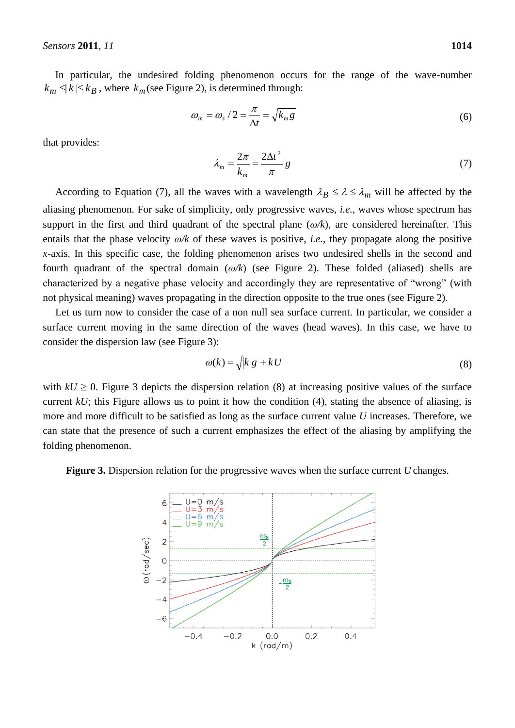In particular, the undesired folding phenomenon occurs for the range of the wave-number $k_m \leq |k| \leq k_B$, where $k_m$ (see Figure 2), is determined through:

$$\omega_m = \omega_s / 2 = \frac{\pi}{\Delta t} = \sqrt{k_m g} \tag{6}$$

that provides:

$$\lambda_m = \frac{2\pi}{k_m} = \frac{2\Delta t^2}{\pi} g \tag{7}$$

According to Equation (7), all the waves with a wavelength $\lambda_B \leq \lambda \leq \lambda_m$ will be affected by the aliasing phenomenon. For sake of simplicity, only progressive waves, *i.e.*, waves whose spectrum has support in the first and third quadrant of the spectral plane ($\omega/k$), are considered hereinafter. This entails that the phase velocity $\omega/k$ of these waves is positive, *i.e.*, they propagate along the positive $x$-axis. In this specific case, the folding phenomenon arises two undesired shells in the second and fourth quadrant of the spectral domain ($\omega/k$) (see Figure 2). These folded (aliased) shells are characterized by a negative phase velocity and accordingly they are representative of "wrong" (with not physical meaning) waves propagating in the direction opposite to the true ones (see Figure 2).

Let us turn now to consider the case of a non null sea surface current. In particular, we consider a surface current moving in the same direction of the waves (head waves). In this case, we have to consider the dispersion law (see Figure 3):

$$\omega(k) = \sqrt{|k|g} + kU \tag{8}$$

with $kU \geq 0$. Figure 3 depicts the dispersion relation (8) at increasing positive values of the surface current $kU$; this Figure allows us to point it how the condition (4), stating the absence of aliasing, is more and more difficult to be satisfied as long as the surface current value $U$ increases. Therefore, we can state that the presence of such a current emphasizes the effect of the aliasing by amplifying the folding phenomenon.

**Figure 3.** Dispersion relation for the progressive waves when the surface current $U$ changes.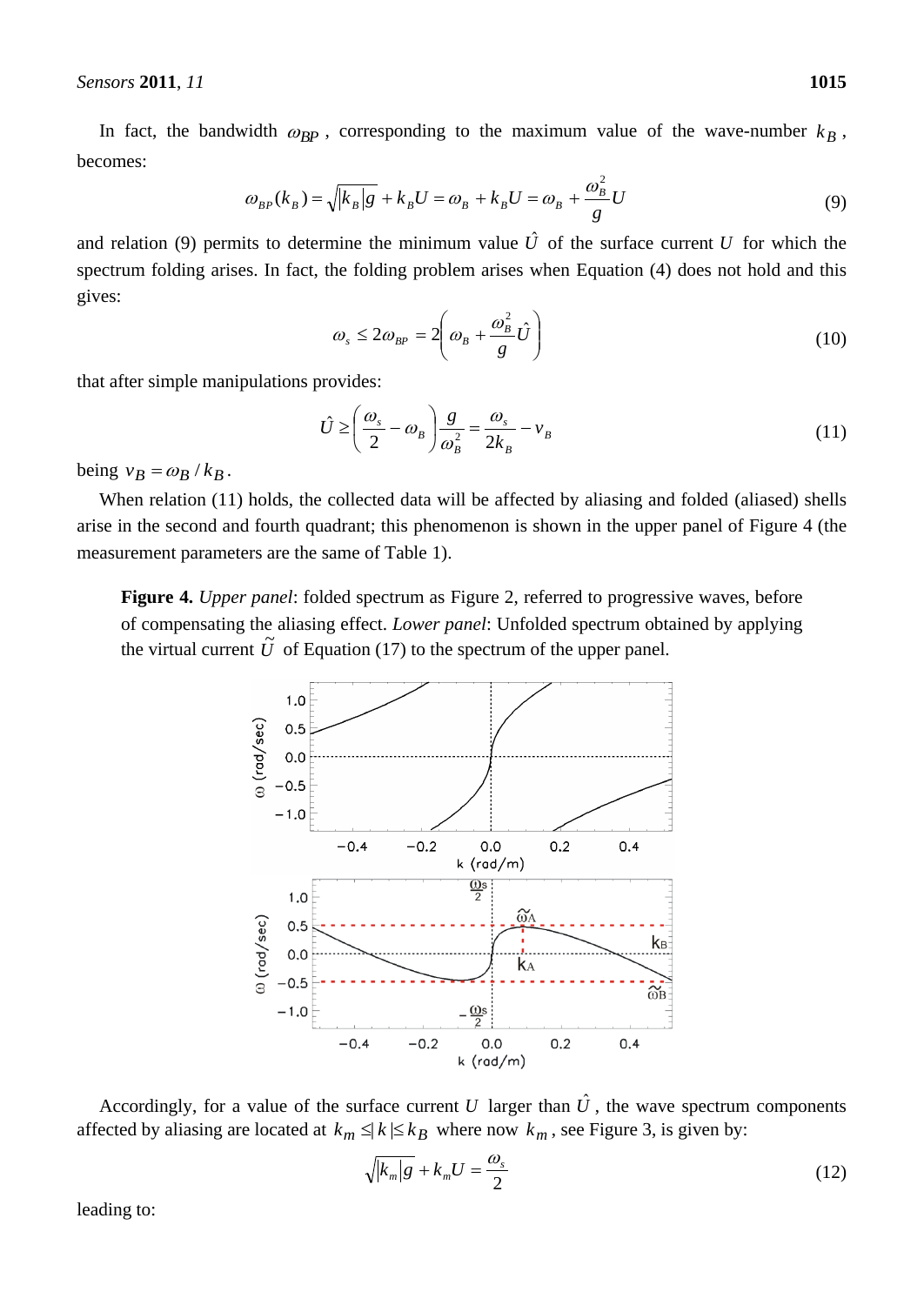In fact, the bandwidth $\omega_{BP}$, corresponding to the maximum value of the wave-number $k_B$, becomes:

$$\omega_{BP}(k_B) = \sqrt{|k_B|g} + k_B U = \omega_B + k_B U = \omega_B + \frac{\omega_B^2}{g} U \tag{9}$$

and relation (9) permits to determine the minimum value $\hat{U}$ of the surface current $U$ for which the spectrum folding arises. In fact, the folding problem arises when Equation (4) does not hold and this gives:

$$\omega_s \leq 2\omega_{BP} = 2\left(\omega_B + \frac{\omega_B^2}{g}\hat{U}\right) \tag{10}$$

that after simple manipulations provides:

$$\hat{U} \geq \left(\frac{\omega_s}{2} - \omega_B\right)\frac{g}{\omega_B^2} = \frac{\omega_s}{2k_B} - v_B \tag{11}$$

being $v_B = \omega_B / k_B$.

When relation (11) holds, the collected data will be affected by aliasing and folded (aliased) shells arise in the second and fourth quadrant; this phenomenon is shown in the upper panel of Figure 4 (the measurement parameters are the same of Table 1).

**Figure 4.** *Upper panel*: folded spectrum as Figure 2, referred to progressive waves, before of compensating the aliasing effect. *Lower panel*: Unfolded spectrum obtained by applying the virtual current $\tilde{U}$ of Equation (17) to the spectrum of the upper panel.

Accordingly, for a value of the surface current $U$ larger than $\hat{U}$, the wave spectrum components affected by aliasing are located at $k_m \leq |k| \leq k_B$ where now $k_m$, see Figure 3, is given by:

$$\sqrt{|k_m|g} + k_m U = \frac{\omega_s}{2} \tag{12}$$

leading to: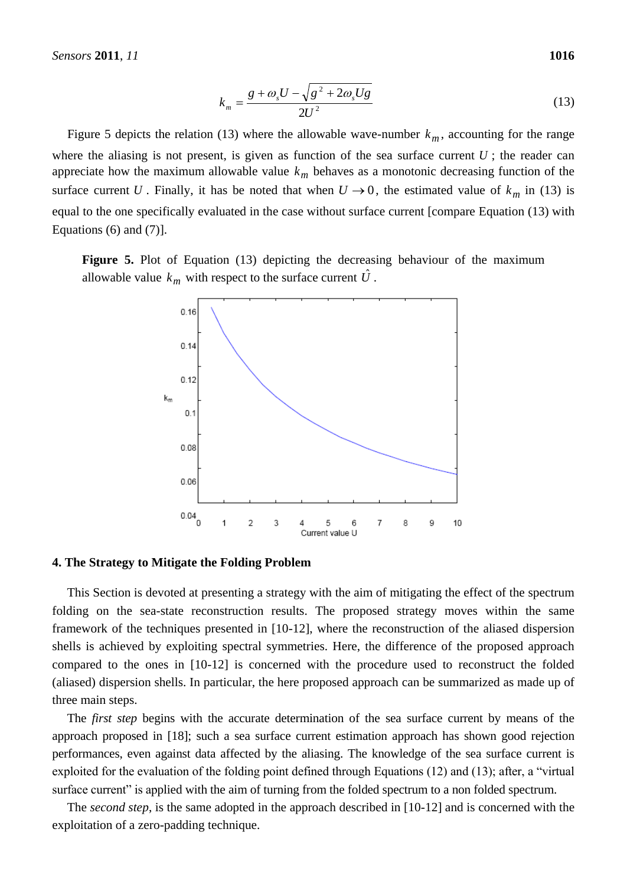$$k_m = \frac{g + \omega_s U - \sqrt{g^2 + 2\omega_s U g}}{2U^2} \tag{13}$$

Figure 5 depicts the relation (13) where the allowable wave-number $k_m$, accounting for the range where the aliasing is not present, is given as function of the sea surface current $U$; the reader can appreciate how the maximum allowable value $k_m$ behaves as a monotonic decreasing function of the surface current $U$. Finally, it has be noted that when $U \to 0$, the estimated value of $k_m$ in (13) is equal to the one specifically evaluated in the case without surface current [compare Equation (13) with Equations (6) and (7)].

**Figure 5.** Plot of Equation (13) depicting the decreasing behaviour of the maximum allowable value $k_m$ with respect to the surface current $\hat{U}$.

## 4. The Strategy to Mitigate the Folding Problem

This Section is devoted at presenting a strategy with the aim of mitigating the effect of the spectrum folding on the sea-state reconstruction results. The proposed strategy moves within the same framework of the techniques presented in [10-12], where the reconstruction of the aliased dispersion shells is achieved by exploiting spectral symmetries. Here, the difference of the proposed approach compared to the ones in [10-12] is concerned with the procedure used to reconstruct the folded (aliased) dispersion shells. In particular, the here proposed approach can be summarized as made up of three main steps.

The *first step* begins with the accurate determination of the sea surface current by means of the approach proposed in [18]; such a sea surface current estimation approach has shown good rejection performances, even against data affected by the aliasing. The knowledge of the sea surface current is exploited for the evaluation of the folding point defined through Equations (12) and (13); after, a "virtual surface current" is applied with the aim of turning from the folded spectrum to a non folded spectrum.

The *second step*, is the same adopted in the approach described in [10-12] and is concerned with the exploitation of a zero-padding technique.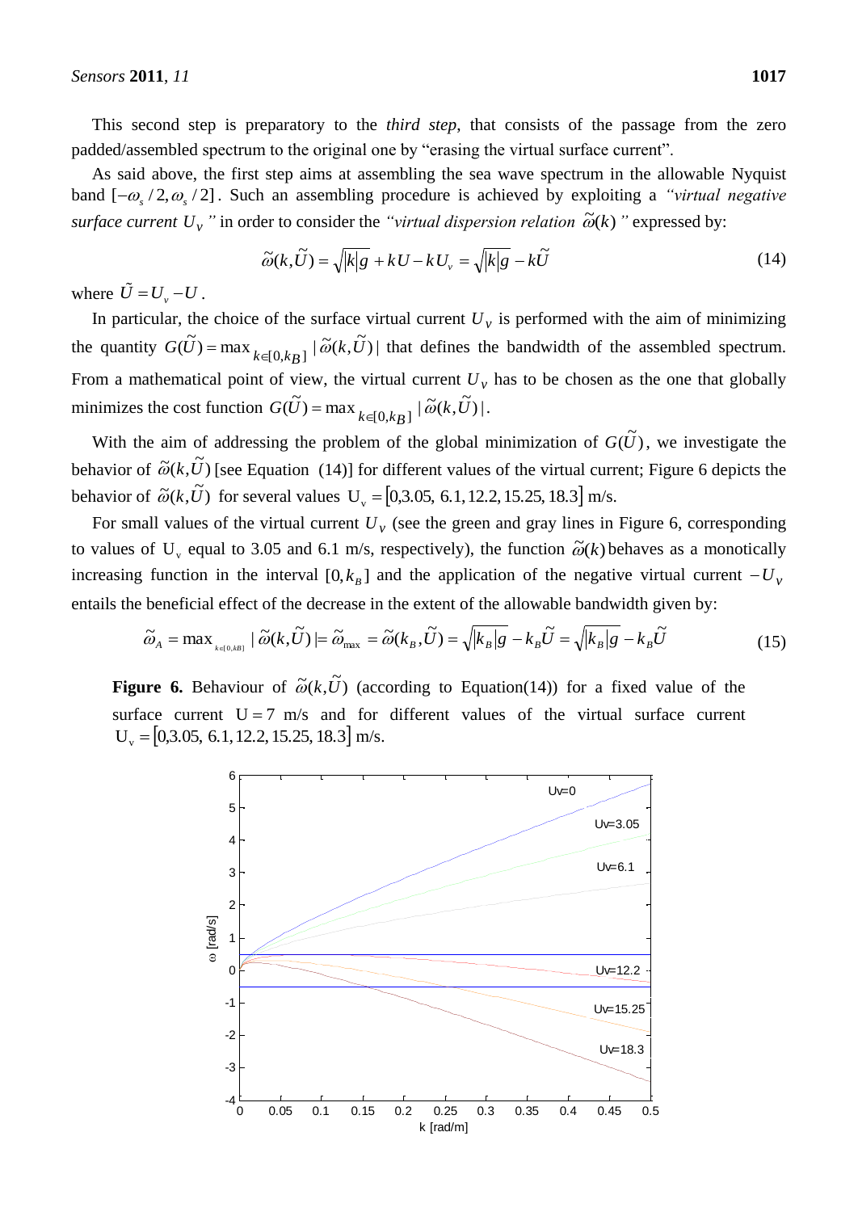This second step is preparatory to the *third step*, that consists of the passage from the zero padded/assembled spectrum to the original one by "erasing the virtual surface current".

As said above, the first step aims at assembling the sea wave spectrum in the allowable Nyquist band $[-\omega_s/2, \omega_s/2]$. Such an assembling procedure is achieved by exploiting a *"virtual negative surface current $U_V$"* in order to consider the *"virtual dispersion relation $\tilde{\omega}(k)$"* expressed by:

$$\tilde{\omega}(k,\tilde{U}) = \sqrt{|k|g} + kU - kU_v = \sqrt{|k|g} - k\tilde{U} \tag{14}$$

where $\tilde{U} = U_v - U$.

In particular, the choice of the surface virtual current $U_V$ is performed with the aim of minimizing the quantity $G(\tilde{U}) = \max_{k\in[0,k_B]} |\tilde{\omega}(k,\tilde{U})|$ that defines the bandwidth of the assembled spectrum. From a mathematical point of view, the virtual current $U_V$ has to be chosen as the one that globally minimizes the cost function $G(\tilde{U}) = \max_{k\in[0,k_B]} |\tilde{\omega}(k,\tilde{U})|$.

With the aim of addressing the problem of the global minimization of $G(\tilde{U})$, we investigate the behavior of $\tilde{\omega}(k,\tilde{U})$ [see Equation (14)] for different values of the virtual current; Figure 6 depicts the behavior of $\tilde{\omega}(k,\tilde{U})$ for several values $U_v = [0, 3.05, 6.1, 12.2, 15.25, 18.3]$ m/s.

For small values of the virtual current $U_V$ (see the green and gray lines in Figure 6, corresponding to values of $U_v$ equal to 3.05 and 6.1 m/s, respectively), the function $\tilde{\omega}(k)$ behaves as a monotonically increasing function in the interval $[0, k_B]$ and the application of the negative virtual current $-U_V$ entails the beneficial effect of the decrease in the extent of the allowable bandwidth given by:

$$\tilde{\omega}_A = \max_{k\in[0,kB]} |\tilde{\omega}(k,\tilde{U})| = \tilde{\omega}_{\max} = \tilde{\omega}(k_B,\tilde{U}) = \sqrt{|k_B|g} - k_B\tilde{U} = \sqrt{|k_B|g} - k_B\tilde{U} \tag{15}$$

**Figure 6.** Behaviour of $\tilde{\omega}(k,\tilde{U})$ (according to Equation(14)) for a fixed value of the surface current $U = 7$ m/s and for different values of the virtual surface current $U_v = [0, 3.05, 6.1, 12.2, 15.25, 18.3]$ m/s.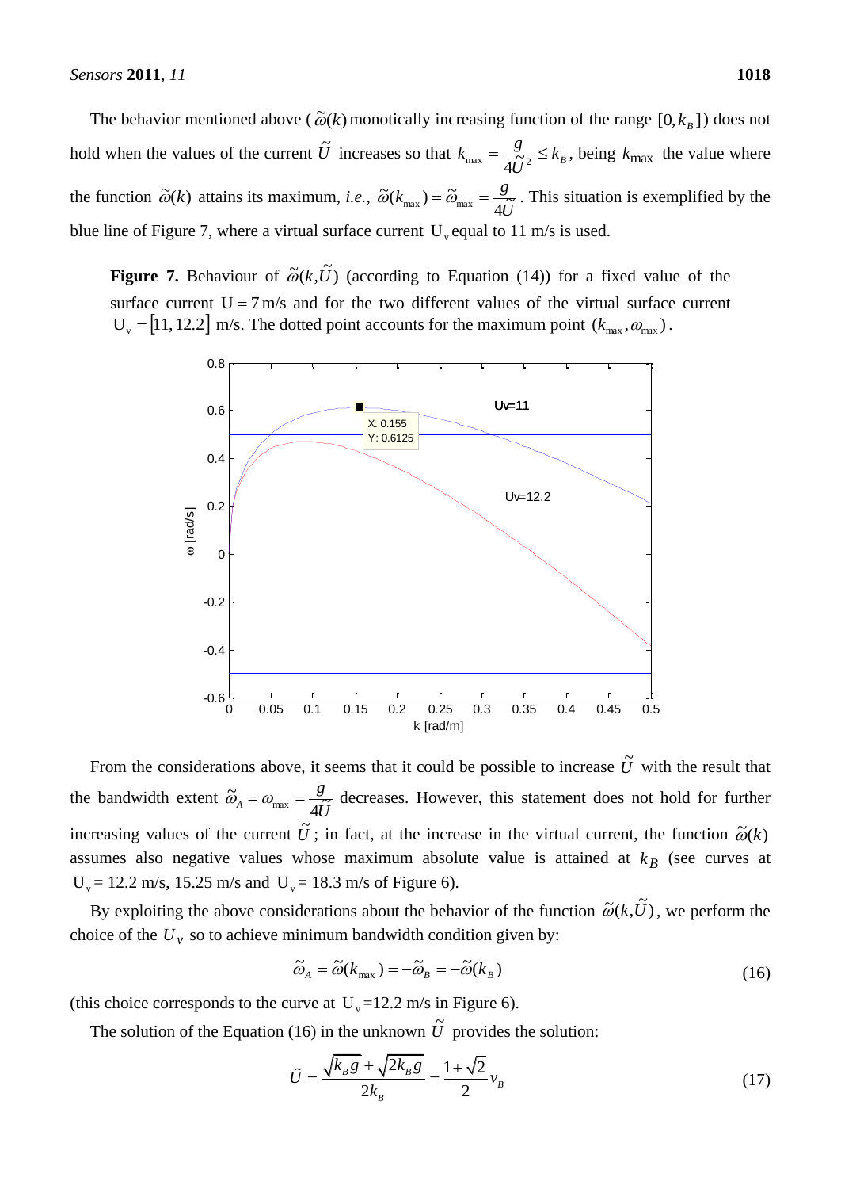The behavior mentioned above ($\tilde{\omega}(k)$ monotically increasing function of the range $[0, k_B]$) does not hold when the values of the current $\tilde{U}$ increases so that $k_{max} = \frac{g}{4\tilde{U}^2} \leq k_B$, being $k_{max}$ the value where the function $\tilde{\omega}(k)$ attains its maximum, *i.e.*, $\tilde{\omega}(k_{max}) = \tilde{\omega}_{max} = \frac{g}{4\tilde{U}}$. This situation is exemplified by the blue line of Figure 7, where a virtual surface current $U_v$ equal to 11 m/s is used.

**Figure 7.** Behaviour of $\tilde{\omega}(k, \tilde{U})$ (according to Equation (14)) for a fixed value of the surface current $U = 7$ m/s and for the two different values of the virtual surface current $U_v = [11, 12.2]$ m/s. The dotted point accounts for the maximum point $(k_{max}, \omega_{max})$.

From the considerations above, it seems that it could be possible to increase $\tilde{U}$ with the result that the bandwidth extent $\tilde{\omega}_A = \omega_{max} = \frac{g}{4\tilde{U}}$ decreases. However, this statement does not hold for further increasing values of the current $\tilde{U}$; in fact, at the increase in the virtual current, the function $\tilde{\omega}(k)$ assumes also negative values whose maximum absolute value is attained at $k_B$ (see curves at $U_v = 12.2$ m/s, 15.25 m/s and $U_v = 18.3$ m/s of Figure 6).

By exploiting the above considerations about the behavior of the function $\tilde{\omega}(k, \tilde{U})$, we perform the choice of the $U_v$ so to achieve minimum bandwidth condition given by:

$$\tilde{\omega}_A = \tilde{\omega}(k_{max}) = -\tilde{\omega}_B = -\tilde{\omega}(k_B) \tag{16}$$

(this choice corresponds to the curve at $U_v = 12.2$ m/s in Figure 6).

The solution of the Equation (16) in the unknown $\tilde{U}$ provides the solution:

$$\tilde{U} = \frac{\sqrt{k_B g} + \sqrt{2k_B g}}{2k_B} = \frac{1 + \sqrt{2}}{2} v_B \tag{17}$$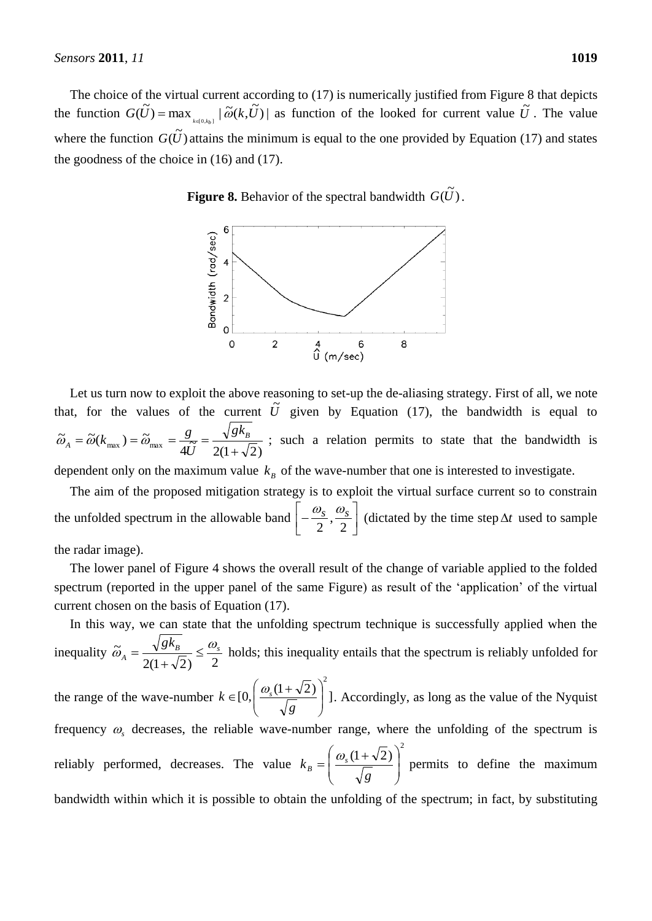The choice of the virtual current according to (17) is numerically justified from Figure 8 that depicts the function $G(\tilde{U}) = \max_{k\in[0,k_B]} |\tilde{\omega}(k,\tilde{U})|$ as function of the looked for current value $\tilde{U}$. The value where the function $G(\tilde{U})$ attains the minimum is equal to the one provided by Equation (17) and states the goodness of the choice in (16) and (17).

**Figure 8.** Behavior of the spectral bandwidth $G(\tilde{U})$.

Let us turn now to exploit the above reasoning to set-up the de-aliasing strategy. First of all, we note that, for the values of the current $\tilde{U}$ given by Equation (17), the bandwidth is equal to $\tilde{\omega}_A = \tilde{\omega}(k_{\max}) = \tilde{\omega}_{\max} = \frac{g}{4\tilde{U}} = \frac{\sqrt{gk_B}}{2(1+\sqrt{2})}$; such a relation permits to state that the bandwidth is dependent only on the maximum value $k_B$ of the wave-number that one is interested to investigate.

The aim of the proposed mitigation strategy is to exploit the virtual surface current so to constrain the unfolded spectrum in the allowable band $\left[-\frac{\omega_S}{2}, \frac{\omega_S}{2}\right]$ (dictated by the time step $\Delta t$ used to sample the radar image).

The lower panel of Figure 4 shows the overall result of the change of variable applied to the folded spectrum (reported in the upper panel of the same Figure) as result of the 'application' of the virtual current chosen on the basis of Equation (17).

In this way, we can state that the unfolding spectrum technique is successfully applied when the inequality $\tilde{\omega}_A = \frac{\sqrt{gk_B}}{2(1+\sqrt{2})} \le \frac{\omega_s}{2}$ holds; this inequality entails that the spectrum is reliably unfolded for the range of the wave-number $k \in [0, \left(\frac{\omega_s(1+\sqrt{2})}{\sqrt{g}}\right)^2]$. Accordingly, as long as the value of the Nyquist frequency $\omega_s$ decreases, the reliable wave-number range, where the unfolding of the spectrum is reliably performed, decreases. The value $k_B = \left(\frac{\omega_s(1+\sqrt{2})}{\sqrt{g}}\right)^2$ permits to define the maximum bandwidth within which it is possible to obtain the unfolding of the spectrum; in fact, by substituting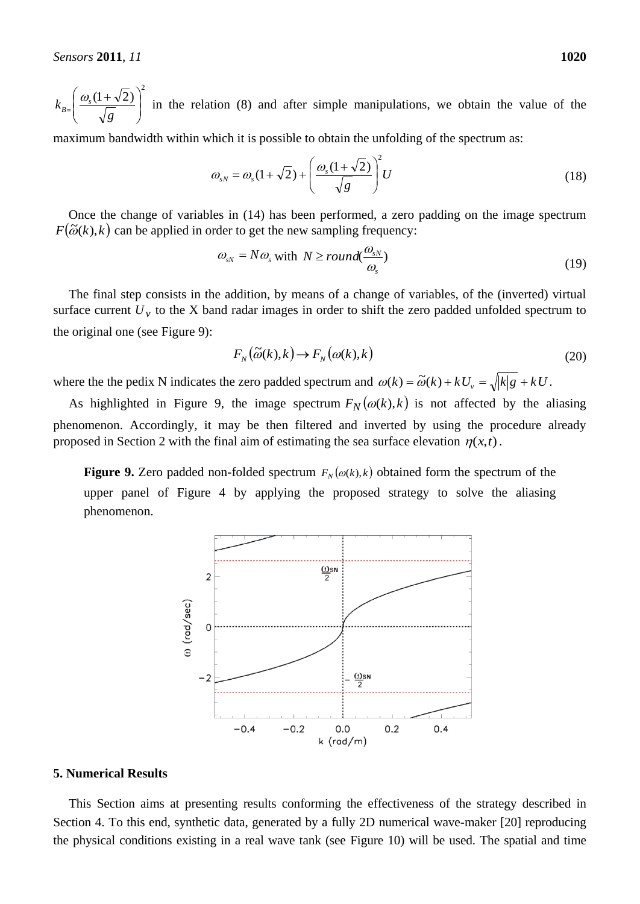$k_B = \left(\frac{\omega_s(1+\sqrt{2})}{\sqrt{g}}\right)^2$ in the relation (8) and after simple manipulations, we obtain the value of the maximum bandwidth within which it is possible to obtain the unfolding of the spectrum as:

$$\omega_{sN} = \omega_s(1+\sqrt{2}) + \left(\frac{\omega_s(1+\sqrt{2})}{\sqrt{g}}\right)^2 U \tag{18}$$

Once the change of variables in (14) has been performed, a zero padding on the image spectrum $F(\tilde{\omega}(k),k)$ can be applied in order to get the new sampling frequency:

$$\omega_{sN} = N\omega_s \text{ with } N \geq round(\frac{\omega_{sN}}{\omega_s}) \tag{19}$$

The final step consists in the addition, by means of a change of variables, of the (inverted) virtual surface current $U_v$ to the X band radar images in order to shift the zero padded unfolded spectrum to the original one (see Figure 9):

$$F_N(\tilde{\omega}(k),k) \rightarrow F_N(\omega(k),k) \tag{20}$$

where the the pedix N indicates the zero padded spectrum and $\omega(k) = \tilde{\omega}(k) + kU_v = \sqrt{|k|g} + kU$.

As highlighted in Figure 9, the image spectrum $F_N(\omega(k),k)$ is not affected by the aliasing phenomenon. Accordingly, it may be then filtered and inverted by using the procedure already proposed in Section 2 with the final aim of estimating the sea surface elevation $\eta(x,t)$.

**Figure 9.** Zero padded non-folded spectrum $F_N(\omega(k),k)$ obtained form the spectrum of the upper panel of Figure 4 by applying the proposed strategy to solve the aliasing phenomenon.

## 5. Numerical Results

This Section aims at presenting results conforming the effectiveness of the strategy described in Section 4. To this end, synthetic data, generated by a fully 2D numerical wave-maker [20] reproducing the physical conditions existing in a real wave tank (see Figure 10) will be used. The spatial and time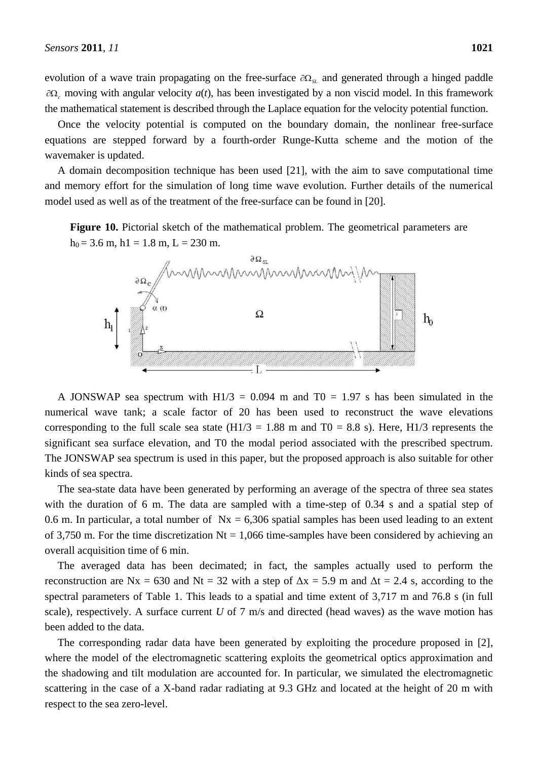evolution of a wave train propagating on the free-surface $\partial\Omega_{SL}$ and generated through a hinged paddle $\partial\Omega_c$ moving with angular velocity $a(t)$, has been investigated by a non viscid model. In this framework the mathematical statement is described through the Laplace equation for the velocity potential function.

Once the velocity potential is computed on the boundary domain, the nonlinear free-surface equations are stepped forward by a fourth-order Runge-Kutta scheme and the motion of the wavemaker is updated.

A domain decomposition technique has been used [21], with the aim to save computational time and memory effort for the simulation of long time wave evolution. Further details of the numerical model used as well as of the treatment of the free-surface can be found in [20].

**Figure 10.** Pictorial sketch of the mathematical problem. The geometrical parameters are $h_0$ = 3.6 m, h1 = 1.8 m, L = 230 m.

A JONSWAP sea spectrum with H1/3 = 0.094 m and T0 = 1.97 s has been simulated in the numerical wave tank; a scale factor of 20 has been used to reconstruct the wave elevations corresponding to the full scale sea state (H1/3 = 1.88 m and T0 = 8.8 s). Here, H1/3 represents the significant sea surface elevation, and T0 the modal period associated with the prescribed spectrum. The JONSWAP sea spectrum is used in this paper, but the proposed approach is also suitable for other kinds of sea spectra.

The sea-state data have been generated by performing an average of the spectra of three sea states with the duration of 6 m. The data are sampled with a time-step of 0.34 s and a spatial step of 0.6 m. In particular, a total number of Nx = 6,306 spatial samples has been used leading to an extent of 3,750 m. For the time discretization Nt = 1,066 time-samples have been considered by achieving an overall acquisition time of 6 min.

The averaged data has been decimated; in fact, the samples actually used to perform the reconstruction are Nx = 630 and Nt = 32 with a step of $\Delta$x = 5.9 m and $\Delta$t = 2.4 s, according to the spectral parameters of Table 1. This leads to a spatial and time extent of 3,717 m and 76.8 s (in full scale), respectively. A surface current *U* of 7 m/s and directed (head waves) as the wave motion has been added to the data.

The corresponding radar data have been generated by exploiting the procedure proposed in [2], where the model of the electromagnetic scattering exploits the geometrical optics approximation and the shadowing and tilt modulation are accounted for. In particular, we simulated the electromagnetic scattering in the case of a X-band radar radiating at 9.3 GHz and located at the height of 20 m with respect to the sea zero-level.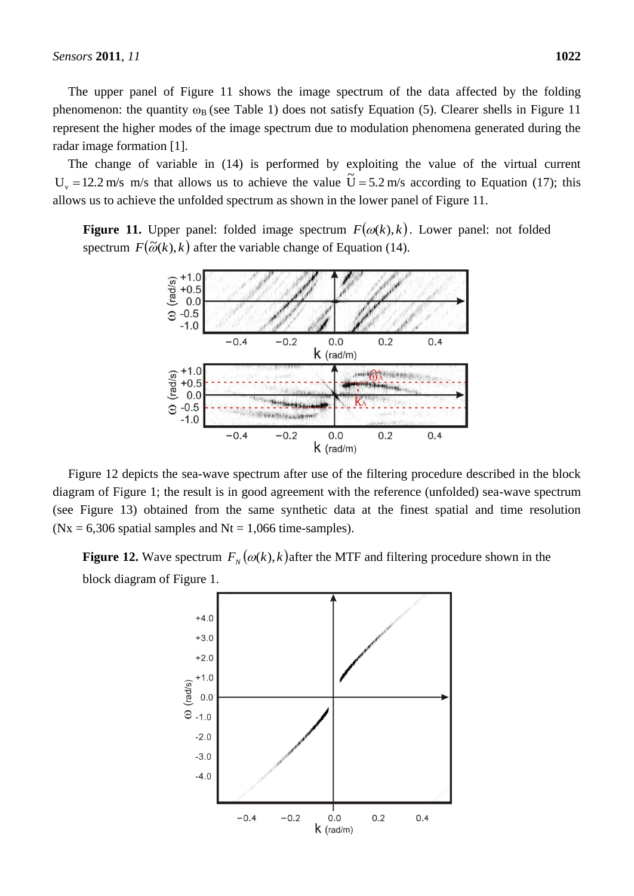The upper panel of Figure 11 shows the image spectrum of the data affected by the folding phenomenon: the quantity $\omega_B$ (see Table 1) does not satisfy Equation (5). Clearer shells in Figure 11 represent the higher modes of the image spectrum due to modulation phenomena generated during the radar image formation [1].

The change of variable in (14) is performed by exploiting the value of the virtual current $U_v = 12.2$ m/s m/s that allows us to achieve the value $\tilde{U} = 5.2$ m/s according to Equation (17); this allows us to achieve the unfolded spectrum as shown in the lower panel of Figure 11.

**Figure 11.** Upper panel: folded image spectrum $F(\omega(k), k)$. Lower panel: not folded spectrum $F(\tilde{\omega}(k), k)$ after the variable change of Equation (14).

Figure 12 depicts the sea-wave spectrum after use of the filtering procedure described in the block diagram of Figure 1; the result is in good agreement with the reference (unfolded) sea-wave spectrum (see Figure 13) obtained from the same synthetic data at the finest spatial and time resolution (Nx = 6,306 spatial samples and Nt = 1,066 time-samples).

**Figure 12.** Wave spectrum $F_N(\omega(k), k)$ after the MTF and filtering procedure shown in the block diagram of Figure 1.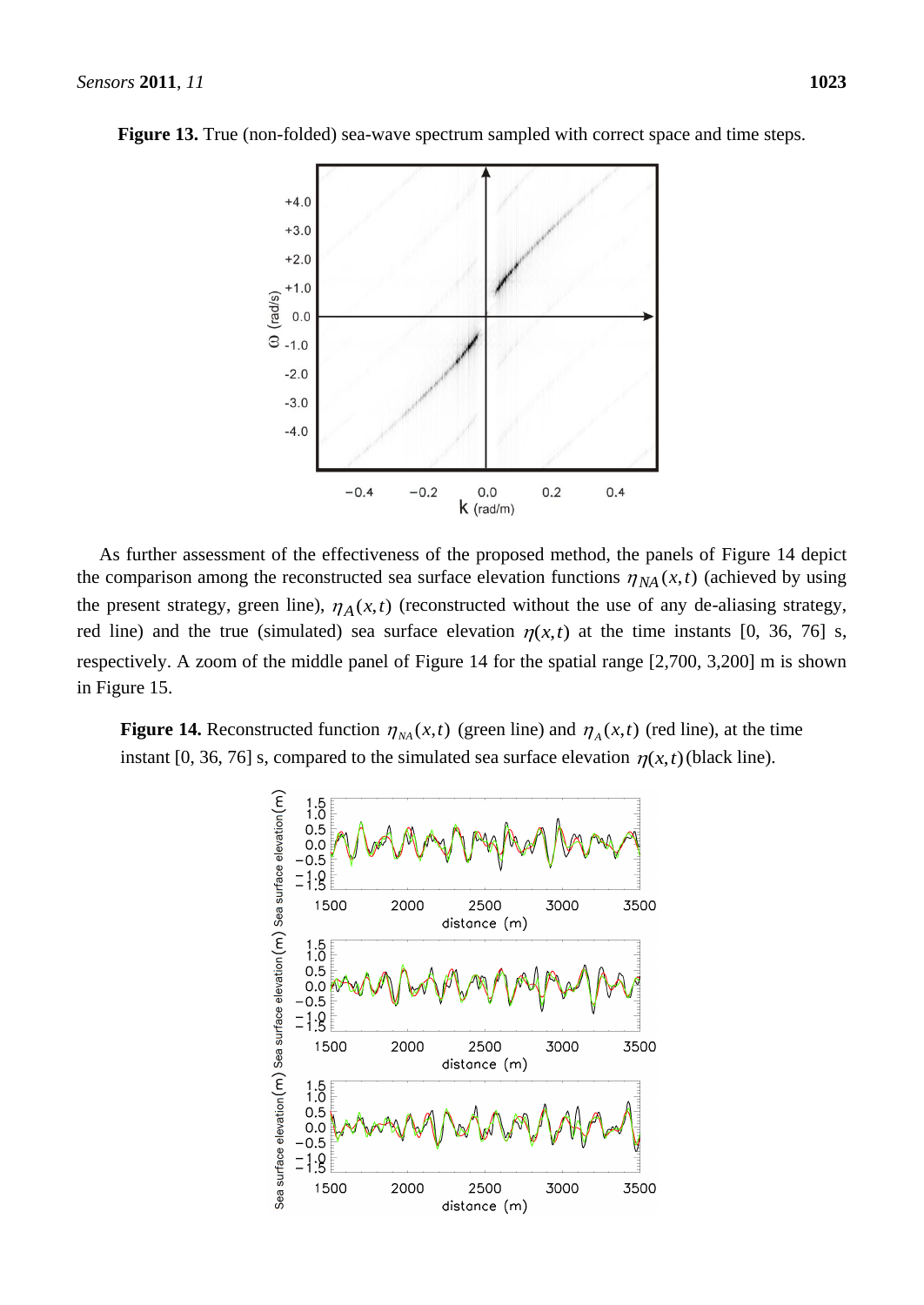**Figure 13.** True (non-folded) sea-wave spectrum sampled with correct space and time steps.

As further assessment of the effectiveness of the proposed method, the panels of Figure 14 depict the comparison among the reconstructed sea surface elevation functions $\eta_{NA}(x,t)$ (achieved by using the present strategy, green line), $\eta_A(x,t)$ (reconstructed without the use of any de-aliasing strategy, red line) and the true (simulated) sea surface elevation $\eta(x,t)$ at the time instants [0, 36, 76] s, respectively. A zoom of the middle panel of Figure 14 for the spatial range [2,700, 3,200] m is shown in Figure 15.

**Figure 14.** Reconstructed function $\eta_{NA}(x,t)$ (green line) and $\eta_A(x,t)$ (red line), at the time instant [0, 36, 76] s, compared to the simulated sea surface elevation $\eta(x,t)$ (black line).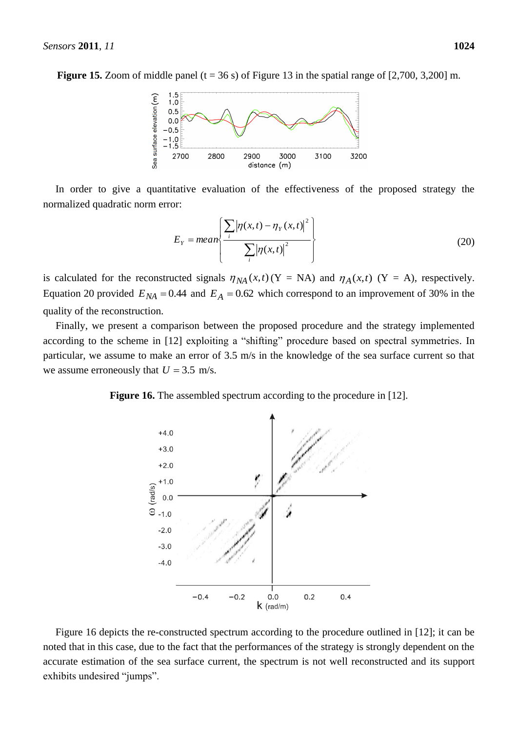**Figure 15.** Zoom of middle panel (t = 36 s) of Figure 13 in the spatial range of [2,700, 3,200] m.

In order to give a quantitative evaluation of the effectiveness of the proposed strategy the normalized quadratic norm error:

$$E_Y = mean\left\{ \frac{\sum_i |\eta(x,t) - \eta_Y(x,t)|^2}{\sum_i |\eta(x,t)|^2} \right\} \tag{20}$$

is calculated for the reconstructed signals $\eta_{NA}(x,t)$ (Y = NA) and $\eta_A(x,t)$ (Y = A), respectively. Equation 20 provided $E_{NA} = 0.44$ and $E_A = 0.62$ which correspond to an improvement of 30% in the quality of the reconstruction.

Finally, we present a comparison between the proposed procedure and the strategy implemented according to the scheme in [12] exploiting a "shifting" procedure based on spectral symmetries. In particular, we assume to make an error of 3.5 m/s in the knowledge of the sea surface current so that we assume erroneously that $U = 3.5$ m/s.

**Figure 16.** The assembled spectrum according to the procedure in [12].

Figure 16 depicts the re-constructed spectrum according to the procedure outlined in [12]; it can be noted that in this case, due to the fact that the performances of the strategy is strongly dependent on the accurate estimation of the sea surface current, the spectrum is not well reconstructed and its support exhibits undesired "jumps".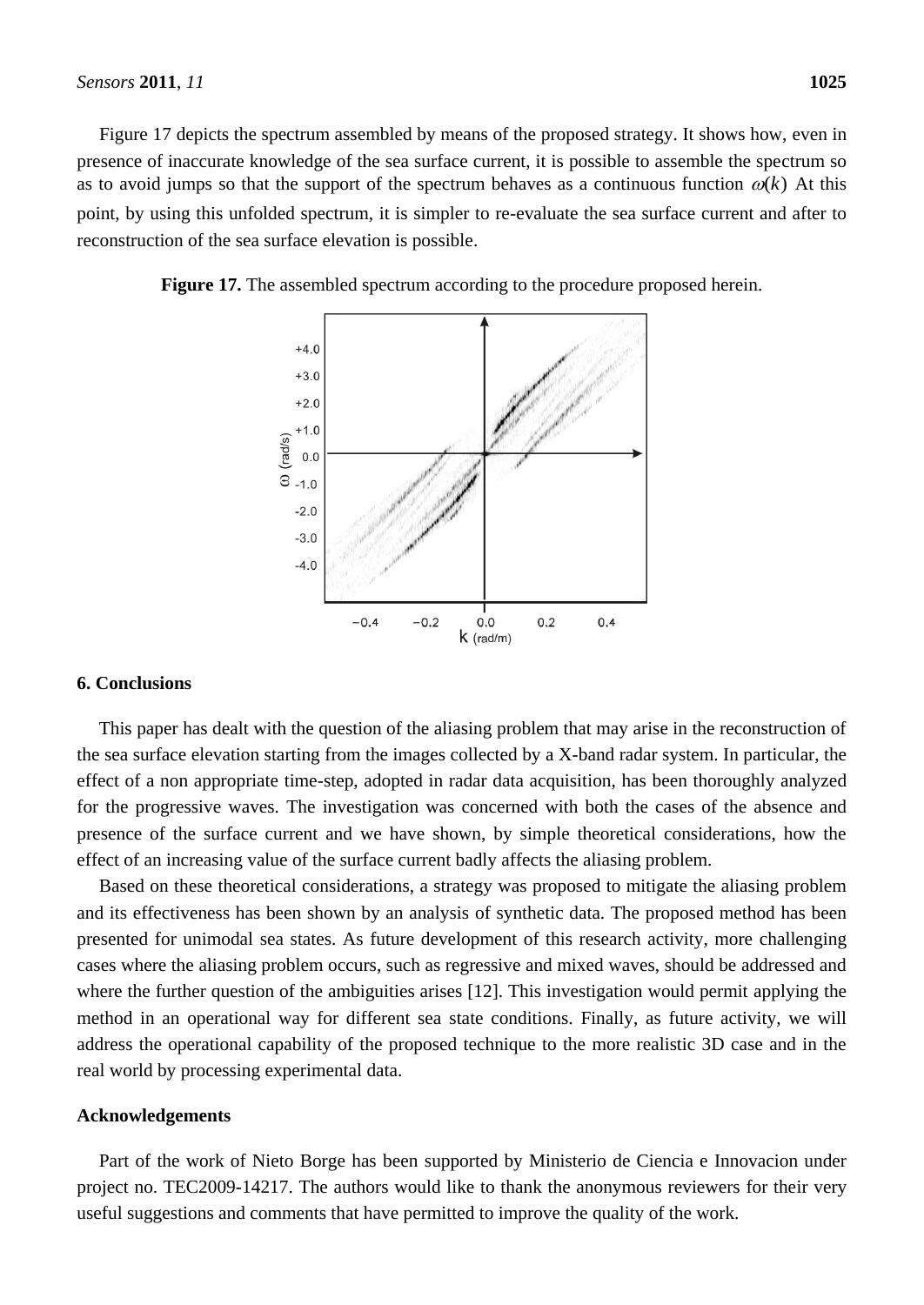Figure 17 depicts the spectrum assembled by means of the proposed strategy. It shows how, even in presence of inaccurate knowledge of the sea surface current, it is possible to assemble the spectrum so as to avoid jumps so that the support of the spectrum behaves as a continuous function $\omega(k)$ At this point, by using this unfolded spectrum, it is simpler to re-evaluate the sea surface current and after to reconstruction of the sea surface elevation is possible.

**Figure 17.** The assembled spectrum according to the procedure proposed herein.

## 6. Conclusions

This paper has dealt with the question of the aliasing problem that may arise in the reconstruction of the sea surface elevation starting from the images collected by a X-band radar system. In particular, the effect of a non appropriate time-step, adopted in radar data acquisition, has been thoroughly analyzed for the progressive waves. The investigation was concerned with both the cases of the absence and presence of the surface current and we have shown, by simple theoretical considerations, how the effect of an increasing value of the surface current badly affects the aliasing problem.

Based on these theoretical considerations, a strategy was proposed to mitigate the aliasing problem and its effectiveness has been shown by an analysis of synthetic data. The proposed method has been presented for unimodal sea states. As future development of this research activity, more challenging cases where the aliasing problem occurs, such as regressive and mixed waves, should be addressed and where the further question of the ambiguities arises [12]. This investigation would permit applying the method in an operational way for different sea state conditions. Finally, as future activity, we will address the operational capability of the proposed technique to the more realistic 3D case and in the real world by processing experimental data.

## Acknowledgements

Part of the work of Nieto Borge has been supported by Ministerio de Ciencia e Innovacion under project no. TEC2009-14217. The authors would like to thank the anonymous reviewers for their very useful suggestions and comments that have permitted to improve the quality of the work.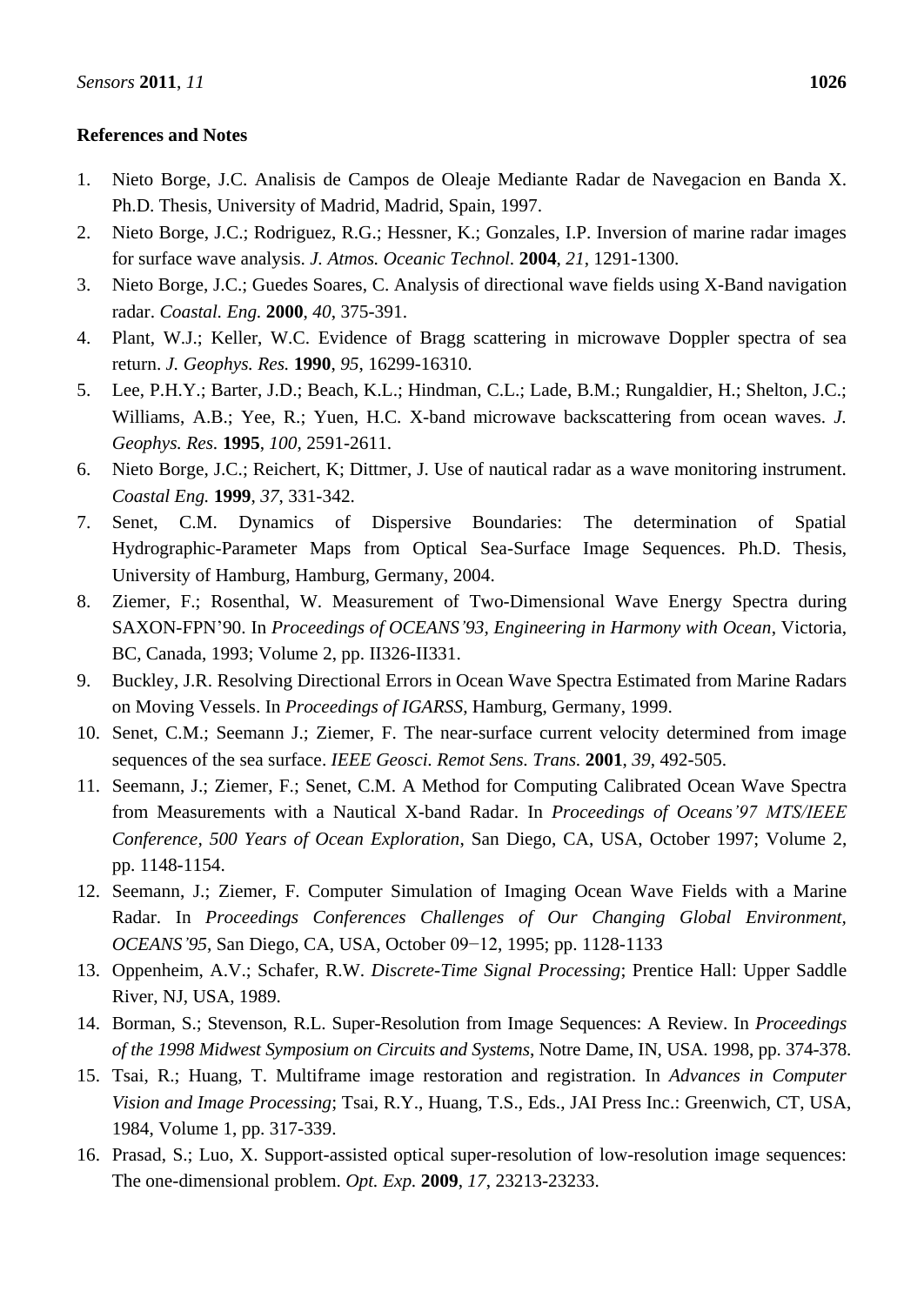**References and Notes**

1. Nieto Borge, J.C. Analisis de Campos de Oleaje Mediante Radar de Navegacion en Banda X. Ph.D. Thesis, University of Madrid, Madrid, Spain, 1997.
2. Nieto Borge, J.C.; Rodriguez, R.G.; Hessner, K.; Gonzales, I.P. Inversion of marine radar images for surface wave analysis. *J. Atmos. Oceanic Technol.* **2004**, *21*, 1291-1300.
3. Nieto Borge, J.C.; Guedes Soares, C. Analysis of directional wave fields using X-Band navigation radar. *Coastal. Eng.* **2000**, *40*, 375-391.
4. Plant, W.J.; Keller, W.C. Evidence of Bragg scattering in microwave Doppler spectra of sea return. *J. Geophys. Res.* **1990**, *95*, 16299-16310.
5. Lee, P.H.Y.; Barter, J.D.; Beach, K.L.; Hindman, C.L.; Lade, B.M.; Rungaldier, H.; Shelton, J.C.; Williams, A.B.; Yee, R.; Yuen, H.C. X-band microwave backscattering from ocean waves. *J. Geophys. Res.* **1995**, *100*, 2591-2611.
6. Nieto Borge, J.C.; Reichert, K; Dittmer, J. Use of nautical radar as a wave monitoring instrument. *Coastal Eng.* **1999**, *37*, 331-342.
7. Senet, C.M. Dynamics of Dispersive Boundaries: The determination of Spatial Hydrographic-Parameter Maps from Optical Sea-Surface Image Sequences. Ph.D. Thesis, University of Hamburg, Hamburg, Germany, 2004.
8. Ziemer, F.; Rosenthal, W. Measurement of Two-Dimensional Wave Energy Spectra during SAXON-FPN'90. In *Proceedings of OCEANS'93, Engineering in Harmony with Ocean*, Victoria, BC, Canada, 1993; Volume 2, pp. II326-II331.
9. Buckley, J.R. Resolving Directional Errors in Ocean Wave Spectra Estimated from Marine Radars on Moving Vessels. In *Proceedings of IGARSS*, Hamburg, Germany, 1999.
10. Senet, C.M.; Seemann J.; Ziemer, F. The near-surface current velocity determined from image sequences of the sea surface. *IEEE Geosci. Remot Sens. Trans.* **2001**, *39*, 492-505.
11. Seemann, J.; Ziemer, F.; Senet, C.M. A Method for Computing Calibrated Ocean Wave Spectra from Measurements with a Nautical X-band Radar. In *Proceedings of Oceans'97 MTS/IEEE Conference, 500 Years of Ocean Exploration*, San Diego, CA, USA, October 1997; Volume 2, pp. 1148-1154.
12. Seemann, J.; Ziemer, F. Computer Simulation of Imaging Ocean Wave Fields with a Marine Radar. In *Proceedings Conferences Challenges of Our Changing Global Environment, OCEANS'95*, San Diego, CA, USA, October 09−12, 1995; pp. 1128-1133
13. Oppenheim, A.V.; Schafer, R.W. *Discrete-Time Signal Processing*; Prentice Hall: Upper Saddle River, NJ, USA, 1989.
14. Borman, S.; Stevenson, R.L. Super-Resolution from Image Sequences: A Review. In *Proceedings of the 1998 Midwest Symposium on Circuits and Systems*, Notre Dame, IN, USA. 1998, pp. 374-378.
15. Tsai, R.; Huang, T. Multiframe image restoration and registration. In *Advances in Computer Vision and Image Processing*; Tsai, R.Y., Huang, T.S., Eds., JAI Press Inc.: Greenwich, CT, USA, 1984, Volume 1, pp. 317-339.
16. Prasad, S.; Luo, X. Support-assisted optical super-resolution of low-resolution image sequences: The one-dimensional problem. *Opt. Exp.* **2009**, *17*, 23213-23233.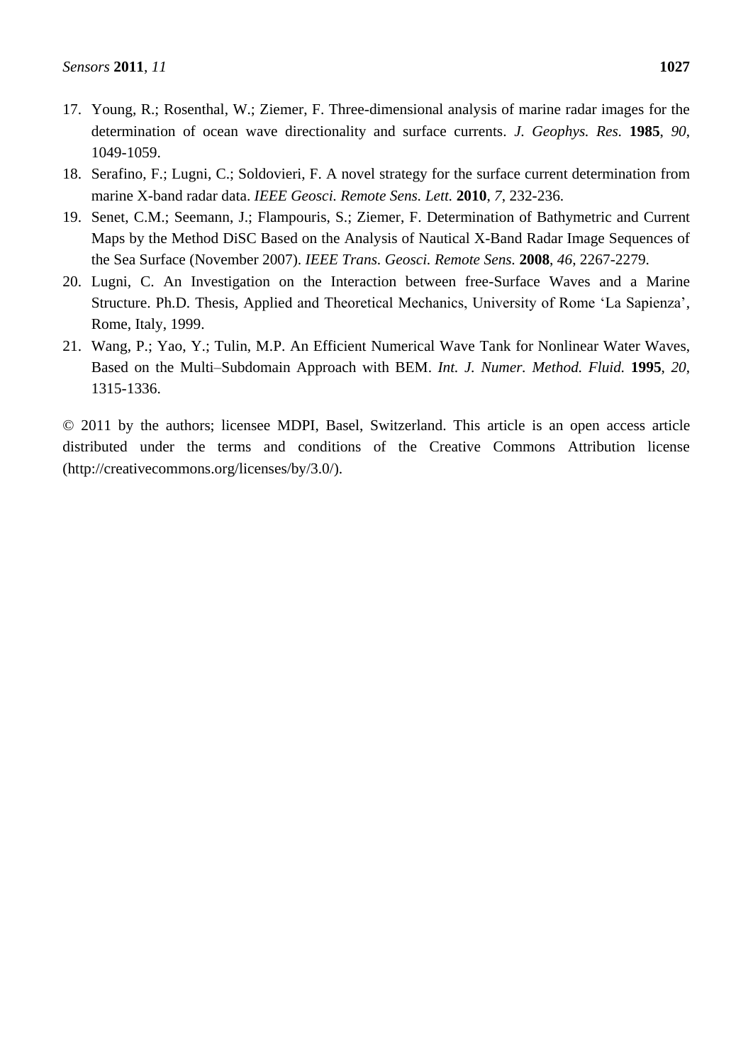17. Young, R.; Rosenthal, W.; Ziemer, F. Three-dimensional analysis of marine radar images for the determination of ocean wave directionality and surface currents. *J. Geophys. Res.* **1985**, *90*, 1049-1059.
18. Serafino, F.; Lugni, C.; Soldovieri, F. A novel strategy for the surface current determination from marine X-band radar data. *IEEE Geosci. Remote Sens. Lett.* **2010**, *7*, 232-236.
19. Senet, C.M.; Seemann, J.; Flampouris, S.; Ziemer, F. Determination of Bathymetric and Current Maps by the Method DiSC Based on the Analysis of Nautical X-Band Radar Image Sequences of the Sea Surface (November 2007). *IEEE Trans. Geosci. Remote Sens.* **2008**, *46*, 2267-2279.
20. Lugni, C. An Investigation on the Interaction between free-Surface Waves and a Marine Structure. Ph.D. Thesis, Applied and Theoretical Mechanics, University of Rome 'La Sapienza', Rome, Italy, 1999.
21. Wang, P.; Yao, Y.; Tulin, M.P. An Efficient Numerical Wave Tank for Nonlinear Water Waves, Based on the Multi–Subdomain Approach with BEM. *Int. J. Numer. Method. Fluid.* **1995**, *20*, 1315-1336.

© 2011 by the authors; licensee MDPI, Basel, Switzerland. This article is an open access article distributed under the terms and conditions of the Creative Commons Attribution license (http://creativecommons.org/licenses/by/3.0/).